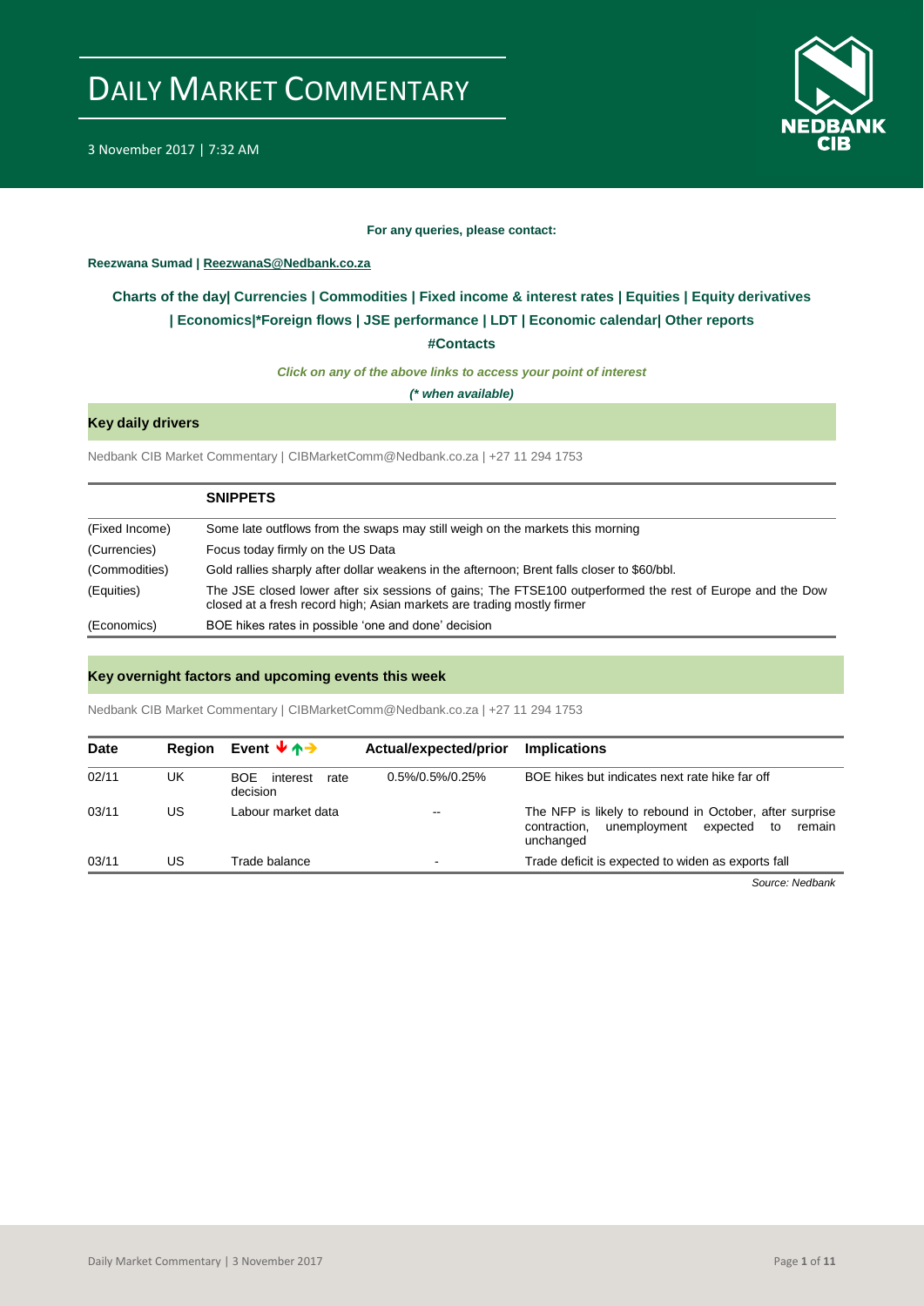# DAILY MARKET COMMENTARY

3 November 2017 | 7:32 AM

**For any queries, please contact:**

**Reezwana Sumad | ReezwanaS@Nedbank.co.za**

**Charts of the day| Currencies | Commodities | Fixed income & interest rates | Equities | Equity derivatives | Economics|*Foreign flows | JSE performance | LDT | Economic calendar| Other reports**

**#Contacts**

***Click on any of the above links to access your point of interest***

***(* when available)***

## Key daily drivers

Nedbank CIB Market Commentary | CIBMarketComm@Nedbank.co.za | +27 11 294 1753

| | **SNIPPETS** |
|---|---|
| (Fixed Income) | Some late outflows from the swaps may still weigh on the markets this morning |
| (Currencies) | Focus today firmly on the US Data |
| (Commodities) | Gold rallies sharply after dollar weakens in the afternoon; Brent falls closer to $60/bbl. |
| (Equities) | The JSE closed lower after six sessions of gains; The FTSE100 outperformed the rest of Europe and the Dow closed at a fresh record high; Asian markets are trading mostly firmer |
| (Economics) | BOE hikes rates in possible 'one and done' decision |

## Key overnight factors and upcoming events this week

Nedbank CIB Market Commentary | CIBMarketComm@Nedbank.co.za | +27 11 294 1753

| Date | Region | Event | Actual/expected/prior | Implications |
|---|---|---|---|---|
| 02/11 | UK | BOE interest rate decision | 0.5%/0.5%/0.25% | BOE hikes but indicates next rate hike far off |
| 03/11 | US | Labour market data | -- | The NFP is likely to rebound in October, after surprise contraction, unemployment expected to remain unchanged |
| 03/11 | US | Trade balance | - | Trade deficit is expected to widen as exports fall |

*Source: Nedbank*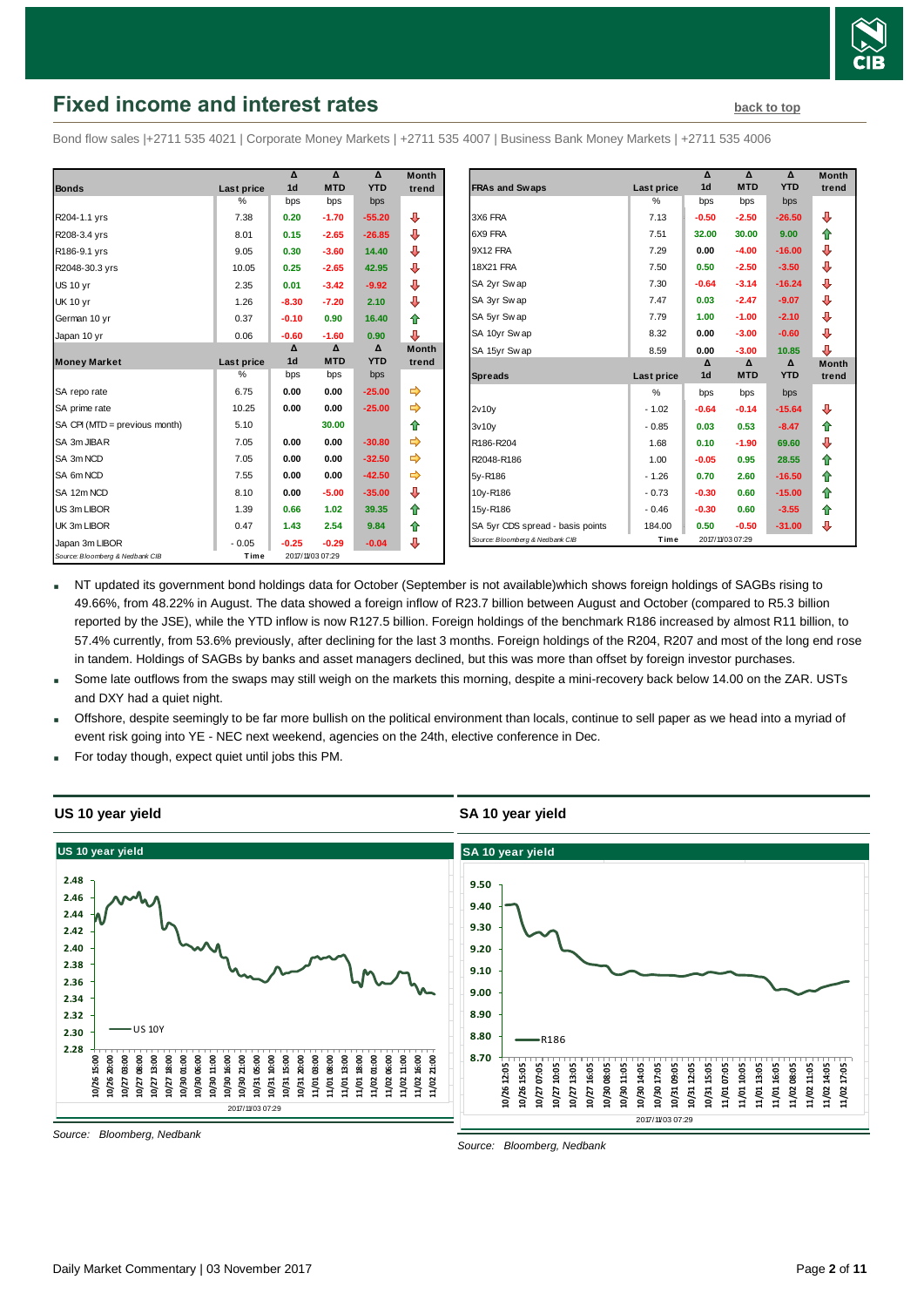## Fixed income and interest rates

back to top

Bond flow sales |+2711 535 4021 | Corporate Money Markets | +2711 535 4007 | Business Bank Money Markets | +2711 535 4006

| Bonds | Last price | Δ 1d | Δ MTD | Δ YTD | Month trend |
|---|---|---|---|---|---|
| | % | bps | bps | bps | |
| R204-1.1 yrs | 7.38 | 0.20 | -1.70 | -55.20 | ⇩ |
| R208-3.4 yrs | 8.01 | 0.15 | -2.65 | -26.85 | ⇩ |
| R186-9.1 yrs | 9.05 | 0.30 | -3.60 | 14.40 | ⇩ |
| R2048-30.3 yrs | 10.05 | 0.25 | -2.65 | 42.95 | ⇩ |
| US 10 yr | 2.35 | 0.01 | -3.42 | -9.92 | ⇩ |
| UK 10 yr | 1.26 | -8.30 | -7.20 | 2.10 | ⇩ |
| German 10 yr | 0.37 | -0.10 | 0.90 | 16.40 | ⇧ |
| Japan 10 yr | 0.06 | -0.60 | -1.60 | 0.90 | ⇩ |

| Money Market | Last price | Δ 1d | Δ MTD | Δ YTD | Month trend |
|---|---|---|---|---|---|
| | % | bps | bps | bps | |
| SA repo rate | 6.75 | 0.00 | 0.00 | -25.00 | ⇨ |
| SA prime rate | 10.25 | 0.00 | 0.00 | -25.00 | ⇨ |
| SA CPI (MTD = previous month) | 5.10 | | 30.00 | | ⇧ |
| SA 3m JIBAR | 7.05 | 0.00 | 0.00 | -30.80 | ⇨ |
| SA 3m NCD | 7.05 | 0.00 | 0.00 | -32.50 | ⇨ |
| SA 6m NCD | 7.55 | 0.00 | 0.00 | -42.50 | ⇨ |
| SA 12m NCD | 8.10 | 0.00 | -5.00 | -35.00 | ⇩ |
| US 3m LIBOR | 1.39 | 0.66 | 1.02 | 39.35 | ⇧ |
| UK 3m LIBOR | 0.47 | 1.43 | 2.54 | 9.84 | ⇧ |
| Japan 3m LIBOR | -0.05 | -0.25 | -0.29 | -0.04 | ⇩ |

Source: Bloomberg & Nedbank CIB — Time 2017/11/03 07:29

| FRAs and Swaps | Last price | Δ 1d | Δ MTD | Δ YTD | Month trend |
|---|---|---|---|---|---|
| | % | bps | bps | bps | |
| 3X6 FRA | 7.13 | -0.50 | -2.50 | -26.50 | ⇩ |
| 6X9 FRA | 7.51 | 32.00 | 30.00 | 9.00 | ⇧ |
| 9X12 FRA | 7.29 | 0.00 | -4.00 | -16.00 | ⇩ |
| 18X21 FRA | 7.50 | 0.50 | -2.50 | -3.50 | ⇩ |
| SA 2yr Swap | 7.30 | -0.64 | -3.14 | -16.24 | ⇩ |
| SA 3yr Swap | 7.47 | 0.03 | -2.47 | -9.07 | ⇩ |
| SA 5yr Swap | 7.79 | 1.00 | -1.00 | -2.10 | ⇩ |
| SA 10yr Swap | 8.32 | 0.00 | -3.00 | -0.60 | ⇩ |
| SA 15yr Swap | 8.59 | 0.00 | -3.00 | 10.85 | ⇩ |

| Spreads | Last price | Δ 1d | Δ MTD | Δ YTD | Month trend |
|---|---|---|---|---|---|
| | % | bps | bps | bps | |
| 2v10y | -1.02 | -0.64 | -0.14 | -15.64 | ⇩ |
| 3v10y | -0.85 | 0.03 | 0.53 | -8.47 | ⇧ |
| R186-R204 | 1.68 | 0.10 | -1.90 | 69.60 | ⇩ |
| R2048-R186 | 1.00 | -0.05 | 0.95 | 28.55 | ⇧ |
| 5y-R186 | -1.26 | 0.70 | 2.60 | -16.50 | ⇧ |
| 10y-R186 | -0.73 | -0.30 | 0.60 | -15.00 | ⇧ |
| 15y-R186 | -0.46 | -0.30 | 0.60 | -3.55 | ⇧ |
| SA 5yr CDS spread - basis points | 184.00 | 0.50 | -0.50 | -31.00 | ⇩ |

Source: Bloomberg & Nedbank CIB — Time 2017/11/03 07:29

- NT updated its government bond holdings data for October (September is not available)which shows foreign holdings of SAGBs rising to 49.66%, from 48.22% in August. The data showed a foreign inflow of R23.7 billion between August and October (compared to R5.3 billion reported by the JSE), while the YTD inflow is now R127.5 billion. Foreign holdings of the benchmark R186 increased by almost R11 billion, to 57.4% currently, from 53.6% previously, after declining for the last 3 months. Foreign holdings of the R204, R207 and most of the long end rose in tandem. Holdings of SAGBs by banks and asset managers declined, but this was more than offset by foreign investor purchases.
- Some late outflows from the swaps may still weigh on the markets this morning, despite a mini-recovery back below 14.00 on the ZAR. USTs and DXY had a quiet night.
- Offshore, despite seemingly to be far more bullish on the political environment than locals, continue to sell paper as we head into a myriad of event risk going into YE - NEC next weekend, agencies on the 24th, elective conference in Dec.
- For today though, expect quiet until jobs this PM.

### US 10 year yield

Source: Bloomberg, Nedbank

### SA 10 year yield

Source: Bloomberg, Nedbank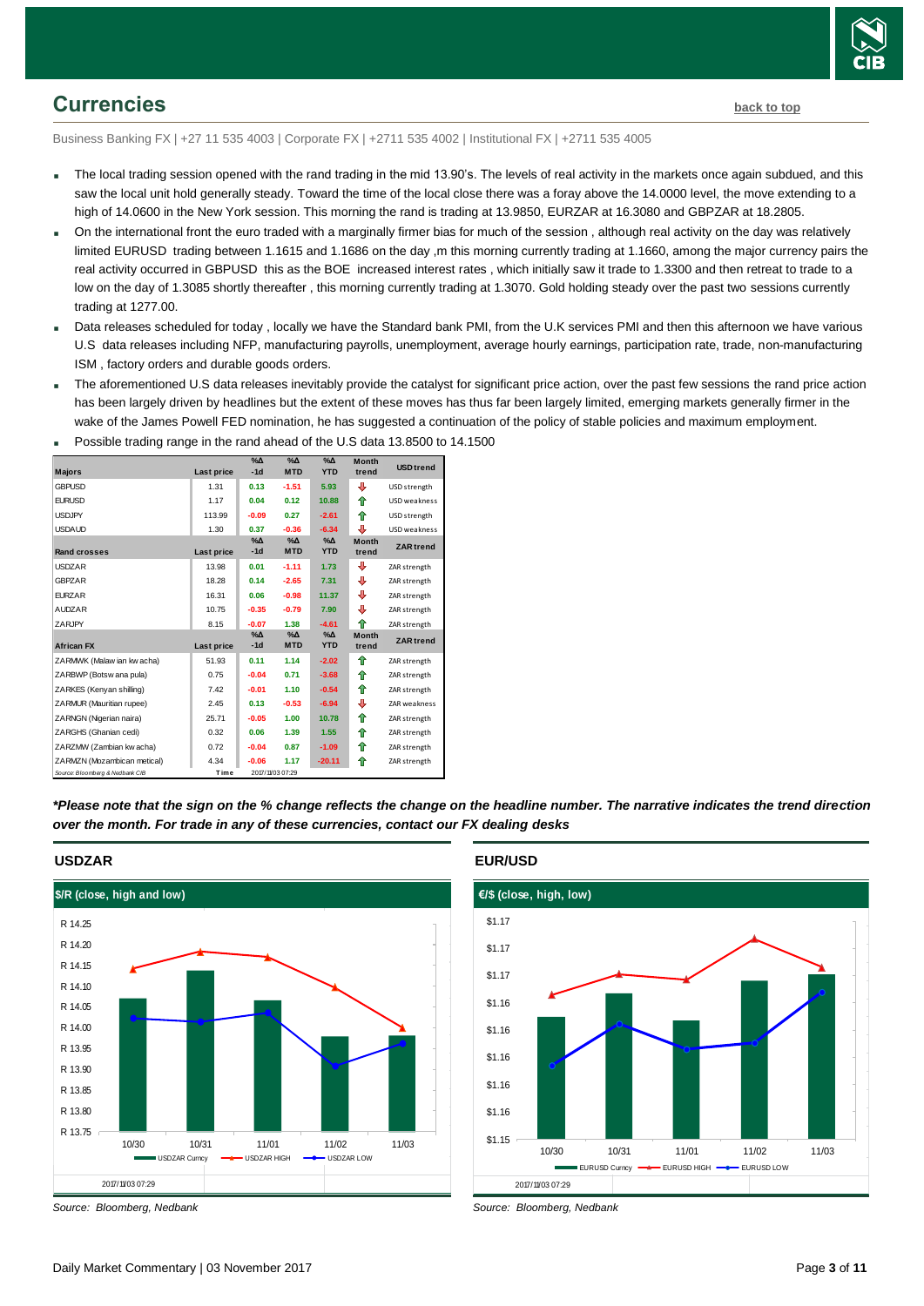## Currencies

**back to top**

Business Banking FX | +27 11 535 4003 | Corporate FX | +2711 535 4002 | Institutional FX | +2711 535 4005

- The local trading session opened with the rand trading in the mid 13.90's. The levels of real activity in the markets once again subdued, and this saw the local unit hold generally steady. Toward the time of the local close there was a foray above the 14.0000 level, the move extending to a high of 14.0600 in the New York session. This morning the rand is trading at 13.9850, EURZAR at 16.3080 and GBPZAR at 18.2805.
- On the international front the euro traded with a marginally firmer bias for much of the session , although real activity on the day was relatively limited EURUSD trading between 1.1615 and 1.1686 on the day ,m this morning currently trading at 1.1660, among the major currency pairs the real activity occurred in GBPUSD this as the BOE increased interest rates , which initially saw it trade to 1.3300 and then retreat to trade to a low on the day of 1.3085 shortly thereafter , this morning currently trading at 1.3070. Gold holding steady over the past two sessions currently trading at 1277.00.
- Data releases scheduled for today , locally we have the Standard bank PMI, from the U.K services PMI and then this afternoon we have various U.S data releases including NFP, manufacturing payrolls, unemployment, average hourly earnings, participation rate, trade, non-manufacturing ISM , factory orders and durable goods orders.
- The aforementioned U.S data releases inevitably provide the catalyst for significant price action, over the past few sessions the rand price action has been largely driven by headlines but the extent of these moves has thus far been largely limited, emerging markets generally firmer in the wake of the James Powell FED nomination, he has suggested a continuation of the policy of stable policies and maximum employment.
- Possible trading range in the rand ahead of the U.S data 13.8500 to 14.1500

| Majors | Last price | %Δ -1d | %Δ MTD | %Δ YTD | Month trend | USD trend |
|---|---|---|---|---|---|---|
| GBPUSD | 1.31 | 0.13 | -1.51 | 5.93 | ⇩ | USD strength |
| EURUSD | 1.17 | 0.04 | 0.12 | 10.88 | ⇧ | USD weakness |
| USDJPY | 113.99 | -0.09 | 0.27 | -2.61 | ⇧ | USD strength |
| USDAUD | 1.30 | 0.37 | -0.36 | -6.34 | ⇩ | USD weakness |
| **Rand crosses** | **Last price** | **%Δ -1d** | **%Δ MTD** | **%Δ YTD** | **Month trend** | **ZAR trend** |
| USDZAR | 13.98 | 0.01 | -1.11 | 1.73 | ⇩ | ZAR strength |
| GBPZAR | 18.28 | 0.14 | -2.65 | 7.31 | ⇩ | ZAR strength |
| EURZAR | 16.31 | 0.06 | -0.98 | 11.37 | ⇩ | ZAR strength |
| AUDZAR | 10.75 | -0.35 | -0.79 | 7.90 | ⇩ | ZAR strength |
| ZARJPY | 8.15 | -0.07 | 1.38 | -4.61 | ⇧ | ZAR strength |
| **African FX** | **Last price** | **%Δ -1d** | **%Δ MTD** | **%Δ YTD** | **Month trend** | **ZAR trend** |
| ZARMWK (Malawian kwacha) | 51.93 | 0.11 | 1.14 | -2.02 | ⇧ | ZAR strength |
| ZARBWP (Botswana pula) | 0.75 | -0.04 | 0.71 | -3.68 | ⇧ | ZAR strength |
| ZARKES (Kenyan shilling) | 7.42 | -0.01 | 1.10 | -0.54 | ⇧ | ZAR strength |
| ZARMUR (Mauritian rupee) | 2.45 | 0.13 | -0.53 | -6.94 | ⇩ | ZAR weakness |
| ZARNGN (Nigerian naira) | 25.71 | -0.05 | 1.00 | 10.78 | ⇧ | ZAR strength |
| ZARGHS (Ghanian cedi) | 0.32 | 0.06 | 1.39 | 1.55 | ⇧ | ZAR strength |
| ZARZMW (Zambian kwacha) | 0.72 | -0.04 | 0.87 | -1.09 | ⇧ | ZAR strength |
| ZARMZN (Mozambican metical) | 4.34 | -0.06 | 1.17 | -20.11 | ⇧ | ZAR strength |
| Source: Bloomberg & Nedbank CIB | Time | 2017/11/03 07:29 | | | | |

***Please note that the sign on the % change reflects the change on the headline number. The narrative indicates the trend direction over the month. For trade in any of these currencies, contact our FX dealing desks***

### USDZAR

**$/R (close, high and low)**

| | 10/30 | 10/31 | 11/01 | 11/02 | 11/03 |
|---|---|---|---|---|---|

Legend: USDZAR Curncy, USDZAR HIGH, USDZAR LOW

2017/11/03 07:29

*Source: Bloomberg, Nedbank*

### EUR/USD

**€/$ (close, high, low)**

Legend: EURUSD Curncy, EURUSD HIGH, EURUSD LOW

2017/11/03 07:29

*Source: Bloomberg, Nedbank*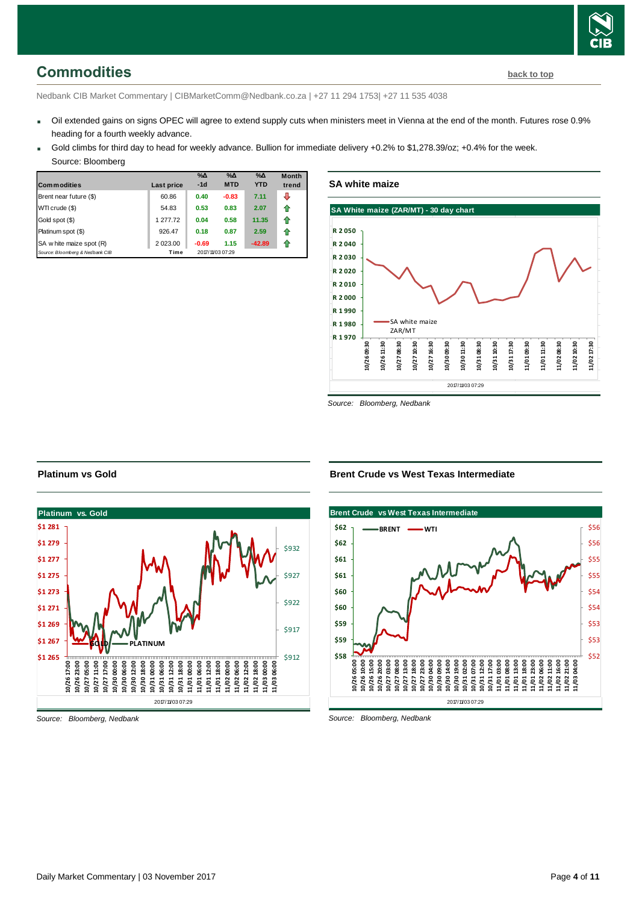## Commodities

back to top

Nedbank CIB Market Commentary | CIBMarketComm@Nedbank.co.za | +27 11 294 1753| +27 11 535 4038

- Oil extended gains on signs OPEC will agree to extend supply cuts when ministers meet in Vienna at the end of the month. Futures rose 0.9% heading for a fourth weekly advance.
- Gold climbs for third day to head for weekly advance. Bullion for immediate delivery +0.2% to $1,278.39/oz; +0.4% for the week.

  Source: Bloomberg

| Commodities | Last price | %Δ -1d | %Δ MTD | %Δ YTD | Month trend |
|---|---|---|---|---|---|
| Brent near future ($) | 60.86 | 0.40 | -0.83 | 7.11 | ⇩ |
| WTI crude ($) | 54.83 | 0.53 | 0.83 | 2.07 | ⇧ |
| Gold spot ($) | 1 277.72 | 0.04 | 0.58 | 11.35 | ⇧ |
| Platinum spot ($) | 926.47 | 0.18 | 0.87 | 2.59 | ⇧ |
| SA white maize spot (R) | 2 023.00 | -0.69 | 1.15 | -42.89 | ⇧ |
| Source: Bloomberg & Nedbank CIB | Time | 2017/11/03 07:29 | | | |

### SA white maize

Source: Bloomberg, Nedbank

### Platinum vs Gold

Source: Bloomberg, Nedbank

### Brent Crude vs West Texas Intermediate

Source: Bloomberg, Nedbank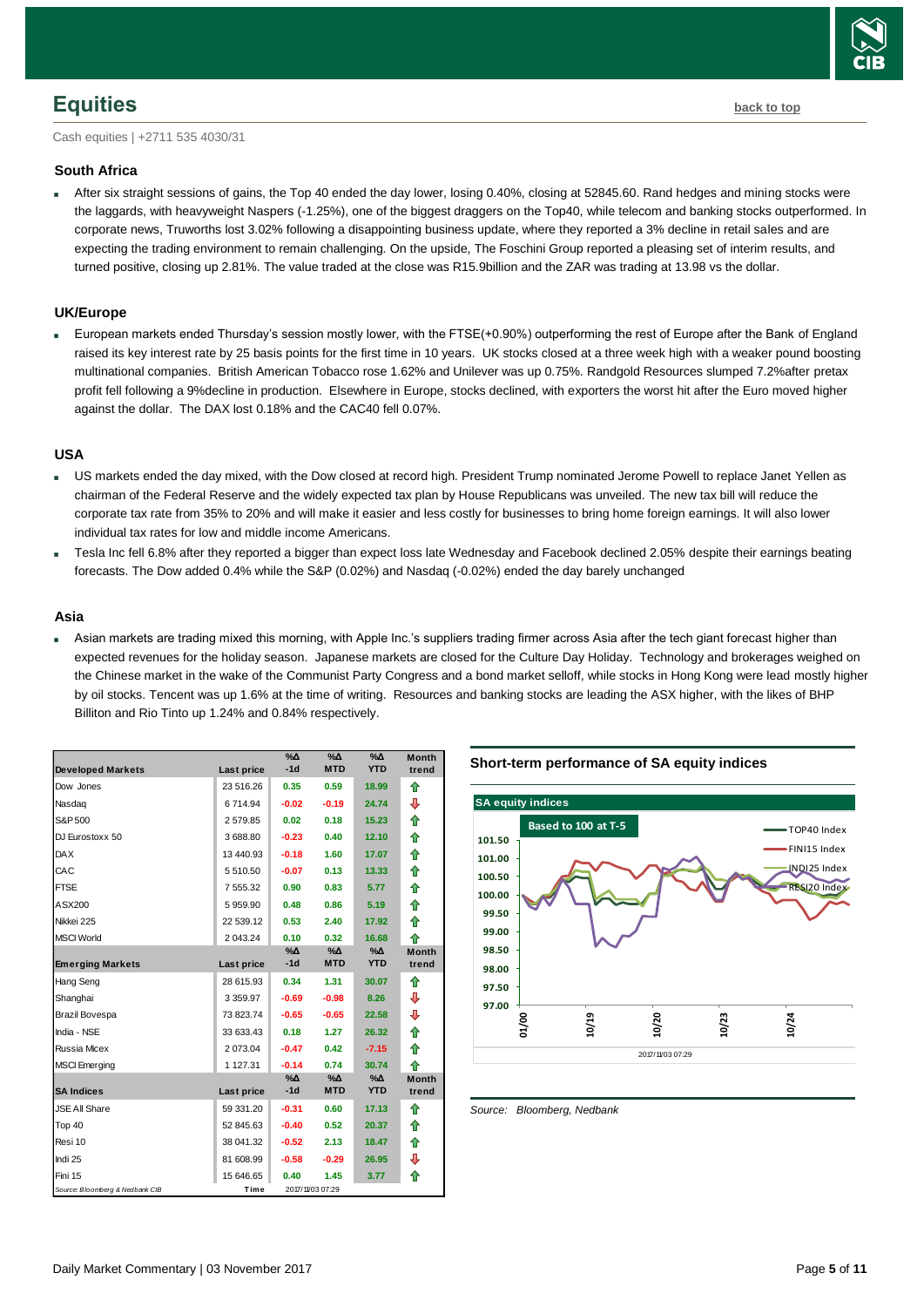## Equities

back to top

Cash equities | +2711 535 4030/31

### South Africa

- After six straight sessions of gains, the Top 40 ended the day lower, losing 0.40%, closing at 52845.60. Rand hedges and mining stocks were the laggards, with heavyweight Naspers (-1.25%), one of the biggest draggers on the Top40, while telecom and banking stocks outperformed. In corporate news, Truworths lost 3.02% following a disappointing business update, where they reported a 3% decline in retail sales and are expecting the trading environment to remain challenging. On the upside, The Foschini Group reported a pleasing set of interim results, and turned positive, closing up 2.81%. The value traded at the close was R15.9billion and the ZAR was trading at 13.98 vs the dollar.

### UK/Europe

- European markets ended Thursday's session mostly lower, with the FTSE(+0.90%) outperforming the rest of Europe after the Bank of England raised its key interest rate by 25 basis points for the first time in 10 years. UK stocks closed at a three week high with a weaker pound boosting multinational companies. British American Tobacco rose 1.62% and Unilever was up 0.75%. Randgold Resources slumped 7.2%after pretax profit fell following a 9%decline in production. Elsewhere in Europe, stocks declined, with exporters the worst hit after the Euro moved higher against the dollar. The DAX lost 0.18% and the CAC40 fell 0.07%.

### USA

- US markets ended the day mixed, with the Dow closed at record high. President Trump nominated Jerome Powell to replace Janet Yellen as chairman of the Federal Reserve and the widely expected tax plan by House Republicans was unveiled. The new tax bill will reduce the corporate tax rate from 35% to 20% and will make it easier and less costly for businesses to bring home foreign earnings. It will also lower individual tax rates for low and middle income Americans.
- Tesla Inc fell 6.8% after they reported a bigger than expect loss late Wednesday and Facebook declined 2.05% despite their earnings beating forecasts. The Dow added 0.4% while the S&P (0.02%) and Nasdaq (-0.02%) ended the day barely unchanged

### Asia

- Asian markets are trading mixed this morning, with Apple Inc.'s suppliers trading firmer across Asia after the tech giant forecast higher than expected revenues for the holiday season. Japanese markets are closed for the Culture Day Holiday. Technology and brokerages weighed on the Chinese market in the wake of the Communist Party Congress and a bond market selloff, while stocks in Hong Kong were lead mostly higher by oil stocks. Tencent was up 1.6% at the time of writing. Resources and banking stocks are leading the ASX higher, with the likes of BHP Billiton and Rio Tinto up 1.24% and 0.84% respectively.

| Developed Markets | Last price | %Δ -1d | %Δ MTD | %Δ YTD | Month trend |
|---|---|---|---|---|---|
| Dow Jones | 23 516.26 | 0.35 | 0.59 | 18.99 | ⇧ |
| Nasdaq | 6 714.94 | -0.02 | -0.19 | 24.74 | ⇩ |
| S&P 500 | 2 579.85 | 0.02 | 0.18 | 15.23 | ⇧ |
| DJ Eurostoxx 50 | 3 688.80 | -0.23 | 0.40 | 12.10 | ⇧ |
| DAX | 13 440.93 | -0.18 | 1.60 | 17.07 | ⇧ |
| CAC | 5 510.50 | -0.07 | 0.13 | 13.33 | ⇧ |
| FTSE | 7 555.32 | 0.90 | 0.83 | 5.77 | ⇧ |
| ASX200 | 5 959.90 | 0.48 | 0.86 | 5.19 | ⇧ |
| Nikkei 225 | 22 539.12 | 0.53 | 2.40 | 17.92 | ⇧ |
| MSCI World | 2 043.24 | 0.10 | 0.32 | 16.68 | ⇧ |
| **Emerging Markets** | **Last price** | **%Δ -1d** | **%Δ MTD** | **%Δ YTD** | **Month trend** |
| Hang Seng | 28 615.93 | 0.34 | 1.31 | 30.07 | ⇧ |
| Shanghai | 3 359.97 | -0.69 | -0.98 | 8.26 | ⇩ |
| Brazil Bovespa | 73 823.74 | -0.65 | -0.65 | 22.58 | ⇩ |
| India - NSE | 33 633.43 | 0.18 | 1.27 | 26.32 | ⇧ |
| Russia Micex | 2 073.04 | -0.47 | 0.42 | -7.15 | ⇧ |
| MSCI Emerging | 1 127.31 | -0.14 | 0.74 | 30.74 | ⇧ |
| **SA Indices** | **Last price** | **%Δ -1d** | **%Δ MTD** | **%Δ YTD** | **Month trend** |
| JSE All Share | 59 331.20 | -0.31 | 0.60 | 17.13 | ⇧ |
| Top 40 | 52 845.63 | -0.40 | 0.52 | 20.37 | ⇧ |
| Resi 10 | 38 041.32 | -0.52 | 2.13 | 18.47 | ⇧ |
| Indi 25 | 81 608.99 | -0.58 | -0.29 | 26.95 | ⇩ |
| Fini 15 | 15 646.65 | 0.40 | 1.45 | 3.77 | ⇧ |

*Source: Bloomberg & Nedbank CIB* | Time: 2017/11/03 07:29

**Short-term performance of SA equity indices**

Source: Bloomberg, Nedbank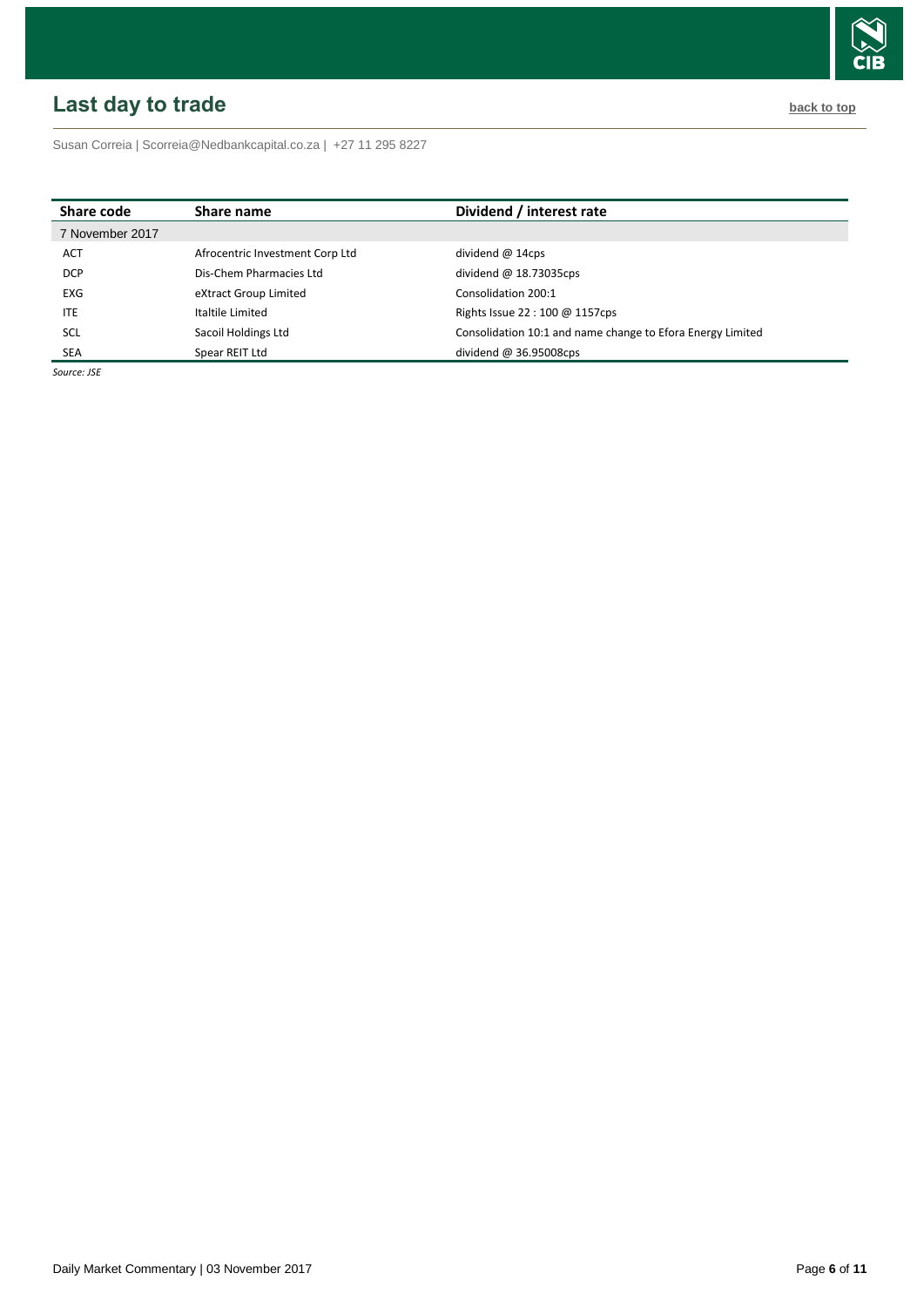## Last day to trade

back to top

Susan Correia | Scorreia@Nedbankcapital.co.za | +27 11 295 8227

| Share code | Share name | Dividend / interest rate |
|---|---|---|
| 7 November 2017 | | |
| ACT | Afrocentric Investment Corp Ltd | dividend @ 14cps |
| DCP | Dis-Chem Pharmacies Ltd | dividend @ 18.73035cps |
| EXG | eXtract Group Limited | Consolidation 200:1 |
| ITE | Italtile Limited | Rights Issue 22 : 100 @ 1157cps |
| SCL | Sacoil Holdings Ltd | Consolidation 10:1 and name change to Efora Energy Limited |
| SEA | Spear REIT Ltd | dividend @ 36.95008cps |

*Source: JSE*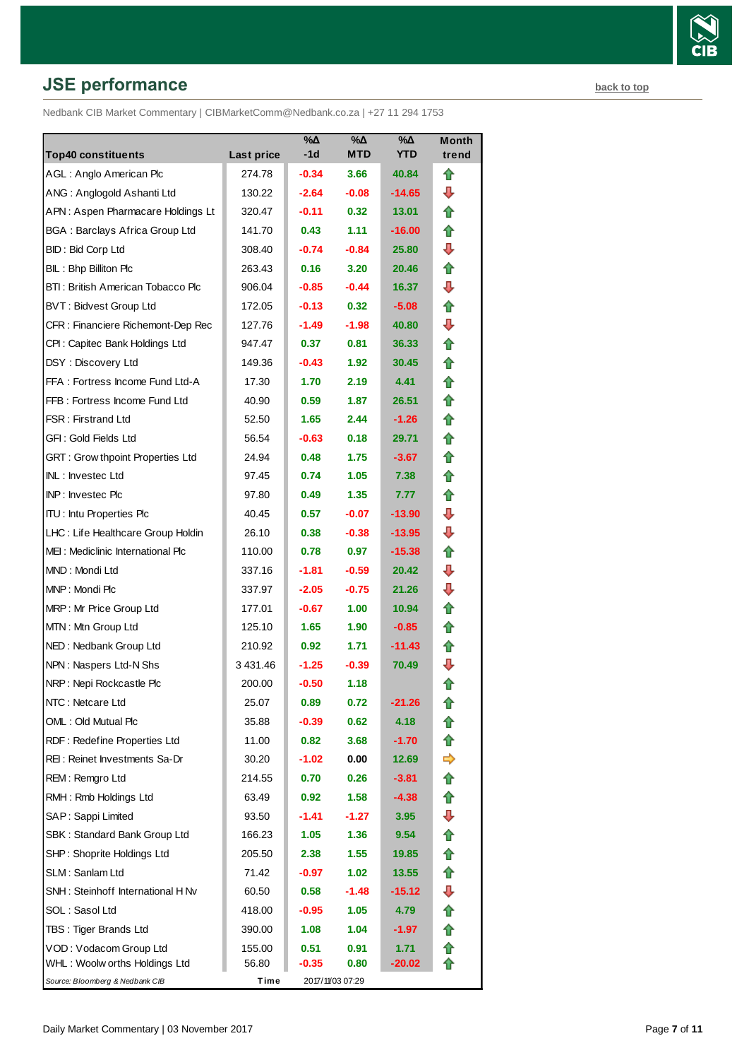## JSE performance

back to top

Nedbank CIB Market Commentary | CIBMarketComm@Nedbank.co.za | +27 11 294 1753

| Top40 constituents | Last price | %∆ -1d | %∆ MTD | %∆ YTD | Month trend |
|---|---|---|---|---|---|
| AGL : Anglo American Plc | 274.78 | -0.34 | 3.66 | 40.84 | ↑ |
| ANG : Anglogold Ashanti Ltd | 130.22 | -2.64 | -0.08 | -14.65 | ↓ |
| APN : Aspen Pharmacare Holdings Lt | 320.47 | -0.11 | 0.32 | 13.01 | ↑ |
| BGA : Barclays Africa Group Ltd | 141.70 | 0.43 | 1.11 | -16.00 | ↑ |
| BID : Bid Corp Ltd | 308.40 | -0.74 | -0.84 | 25.80 | ↓ |
| BIL : Bhp Billiton Plc | 263.43 | 0.16 | 3.20 | 20.46 | ↑ |
| BTI : British American Tobacco Plc | 906.04 | -0.85 | -0.44 | 16.37 | ↓ |
| BVT : Bidvest Group Ltd | 172.05 | -0.13 | 0.32 | -5.08 | ↑ |
| CFR : Financiere Richemont-Dep Rec | 127.76 | -1.49 | -1.98 | 40.80 | ↓ |
| CPI : Capitec Bank Holdings Ltd | 947.47 | 0.37 | 0.81 | 36.33 | ↑ |
| DSY : Discovery Ltd | 149.36 | -0.43 | 1.92 | 30.45 | ↑ |
| FFA : Fortress Income Fund Ltd-A | 17.30 | 1.70 | 2.19 | 4.41 | ↑ |
| FFB : Fortress Income Fund Ltd | 40.90 | 0.59 | 1.87 | 26.51 | ↑ |
| FSR : Firstrand Ltd | 52.50 | 1.65 | 2.44 | -1.26 | ↑ |
| GFI : Gold Fields Ltd | 56.54 | -0.63 | 0.18 | 29.71 | ↑ |
| GRT : Growthpoint Properties Ltd | 24.94 | 0.48 | 1.75 | -3.67 | ↑ |
| INL : Investec Ltd | 97.45 | 0.74 | 1.05 | 7.38 | ↑ |
| INP : Investec Plc | 97.80 | 0.49 | 1.35 | 7.77 | ↑ |
| ITU : Intu Properties Plc | 40.45 | 0.57 | -0.07 | -13.90 | ↓ |
| LHC : Life Healthcare Group Holdin | 26.10 | 0.38 | -0.38 | -13.95 | ↓ |
| MEI : Mediclinic International Plc | 110.00 | 0.78 | 0.97 | -15.38 | ↑ |
| MND : Mondi Ltd | 337.16 | -1.81 | -0.59 | 20.42 | ↓ |
| MNP : Mondi Plc | 337.97 | -2.05 | -0.75 | 21.26 | ↓ |
| MRP : Mr Price Group Ltd | 177.01 | -0.67 | 1.00 | 10.94 | ↑ |
| MTN : Mtn Group Ltd | 125.10 | 1.65 | 1.90 | -0.85 | ↑ |
| NED : Nedbank Group Ltd | 210.92 | 0.92 | 1.71 | -11.43 | ↑ |
| NPN : Naspers Ltd-N Shs | 3 431.46 | -1.25 | -0.39 | 70.49 | ↓ |
| NRP : Nepi Rockcastle Plc | 200.00 | -0.50 | 1.18 | | ↑ |
| NTC : Netcare Ltd | 25.07 | 0.89 | 0.72 | -21.26 | ↑ |
| OML : Old Mutual Plc | 35.88 | -0.39 | 0.62 | 4.18 | ↑ |
| RDF : Redefine Properties Ltd | 11.00 | 0.82 | 3.68 | -1.70 | ↑ |
| REI : Reinet Investments Sa-Dr | 30.20 | -1.02 | 0.00 | 12.69 | ⇨ |
| REM : Remgro Ltd | 214.55 | 0.70 | 0.26 | -3.81 | ↑ |
| RMH : Rmb Holdings Ltd | 63.49 | 0.92 | 1.58 | -4.38 | ↑ |
| SAP : Sappi Limited | 93.50 | -1.41 | -1.27 | 3.95 | ↓ |
| SBK : Standard Bank Group Ltd | 166.23 | 1.05 | 1.36 | 9.54 | ↑ |
| SHP : Shoprite Holdings Ltd | 205.50 | 2.38 | 1.55 | 19.85 | ↑ |
| SLM : Sanlam Ltd | 71.42 | -0.97 | 1.02 | 13.55 | ↑ |
| SNH : Steinhoff International H Nv | 60.50 | 0.58 | -1.48 | -15.12 | ↓ |
| SOL : Sasol Ltd | 418.00 | -0.95 | 1.05 | 4.79 | ↑ |
| TBS : Tiger Brands Ltd | 390.00 | 1.08 | 1.04 | -1.97 | ↑ |
| VOD : Vodacom Group Ltd | 155.00 | 0.51 | 0.91 | 1.71 | ↑ |
| WHL : Woolworths Holdings Ltd | 56.80 | -0.35 | 0.80 | -20.02 | ↑ |
| *Source: Bloomberg & Nedbank CIB* | Time | 2017/11/03 07:29 | | | |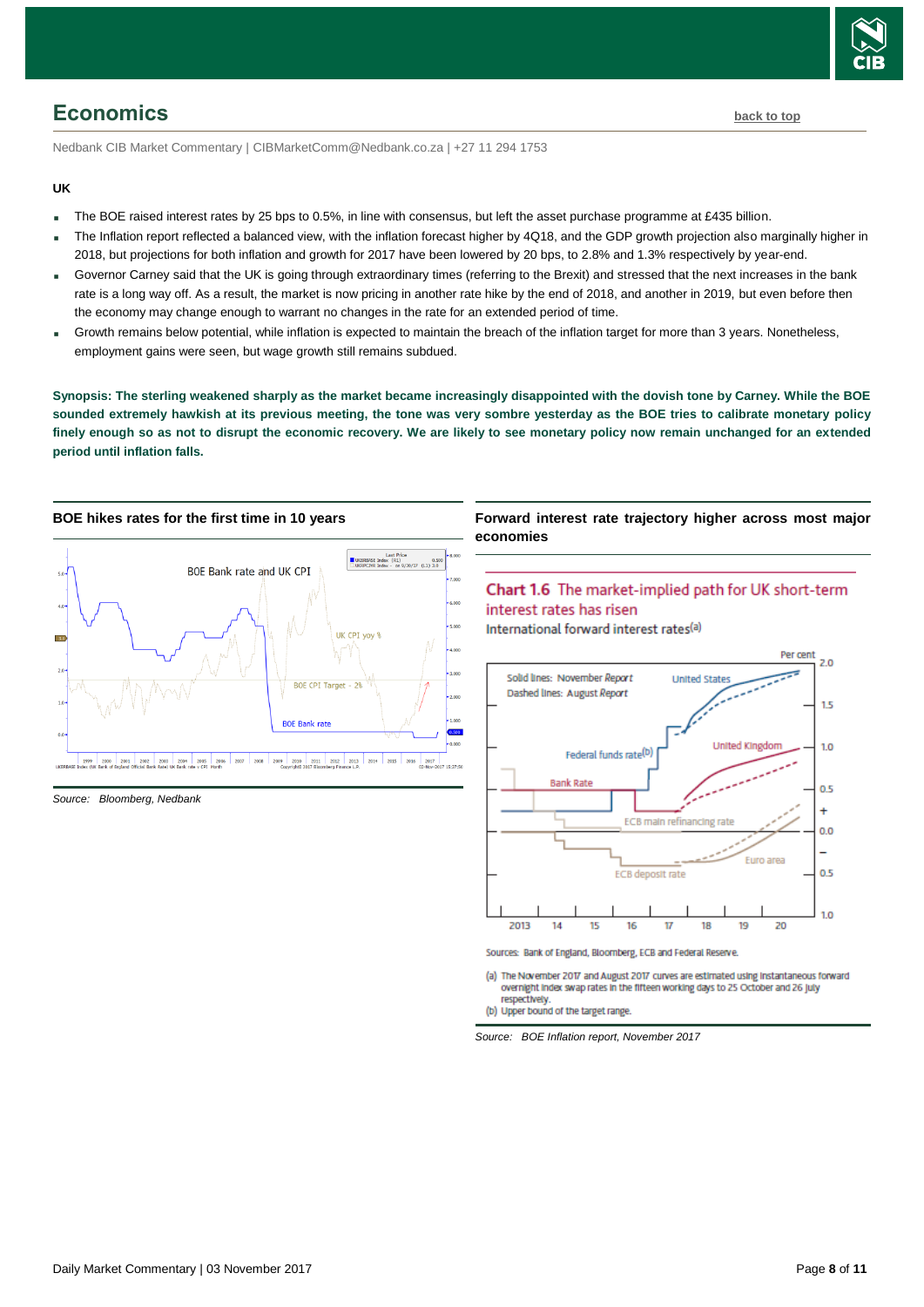## Economics

back to top

Nedbank CIB Market Commentary | CIBMarketComm@Nedbank.co.za | +27 11 294 1753

**UK**

- The BOE raised interest rates by 25 bps to 0.5%, in line with consensus, but left the asset purchase programme at £435 billion.
- The Inflation report reflected a balanced view, with the inflation forecast higher by 4Q18, and the GDP growth projection also marginally higher in 2018, but projections for both inflation and growth for 2017 have been lowered by 20 bps, to 2.8% and 1.3% respectively by year-end.
- Governor Carney said that the UK is going through extraordinary times (referring to the Brexit) and stressed that the next increases in the bank rate is a long way off. As a result, the market is now pricing in another rate hike by the end of 2018, and another in 2019, but even before then the economy may change enough to warrant no changes in the rate for an extended period of time.
- Growth remains below potential, while inflation is expected to maintain the breach of the inflation target for more than 3 years. Nonetheless, employment gains were seen, but wage growth still remains subdued.

**Synopsis: The sterling weakened sharply as the market became increasingly disappointed with the dovish tone by Carney. While the BOE sounded extremely hawkish at its previous meeting, the tone was very sombre yesterday as the BOE tries to calibrate monetary policy finely enough so as not to disrupt the economic recovery. We are likely to see monetary policy now remain unchanged for an extended period until inflation falls.**

**BOE hikes rates for the first time in 10 years**

*Source: Bloomberg, Nedbank*

**Forward interest rate trajectory higher across most major economies**

*Source: BOE Inflation report, November 2017*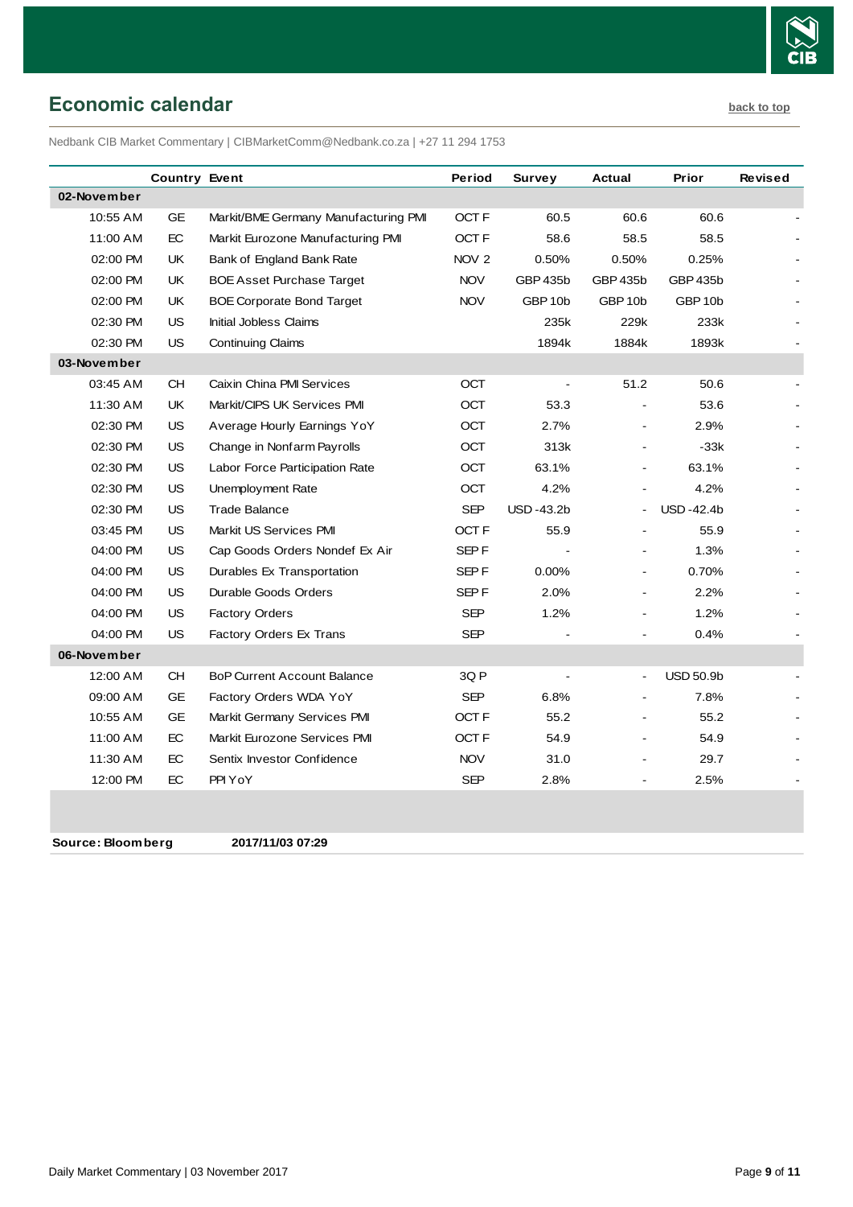## Economic calendar

back to top

Nedbank CIB Market Commentary | CIBMarketComm@Nedbank.co.za | +27 11 294 1753

| | Country | Event | Period | Survey | Actual | Prior | Revised |
|---|---|---|---|---|---|---|---|
| **02-November** | | | | | | | |
| 10:55 AM | GE | Markit/BME Germany Manufacturing PMI | OCT F | 60.5 | 60.6 | 60.6 | - |
| 11:00 AM | EC | Markit Eurozone Manufacturing PMI | OCT F | 58.6 | 58.5 | 58.5 | - |
| 02:00 PM | UK | Bank of England Bank Rate | NOV 2 | 0.50% | 0.50% | 0.25% | - |
| 02:00 PM | UK | BOE Asset Purchase Target | NOV | GBP 435b | GBP 435b | GBP 435b | - |
| 02:00 PM | UK | BOE Corporate Bond Target | NOV | GBP 10b | GBP 10b | GBP 10b | - |
| 02:30 PM | US | Initial Jobless Claims | | 235k | 229k | 233k | - |
| 02:30 PM | US | Continuing Claims | | 1894k | 1884k | 1893k | - |
| **03-November** | | | | | | | |
| 03:45 AM | CH | Caixin China PMI Services | OCT | - | 51.2 | 50.6 | - |
| 11:30 AM | UK | Markit/CIPS UK Services PMI | OCT | 53.3 | - | 53.6 | - |
| 02:30 PM | US | Average Hourly Earnings YoY | OCT | 2.7% | - | 2.9% | - |
| 02:30 PM | US | Change in Nonfarm Payrolls | OCT | 313k | - | -33k | - |
| 02:30 PM | US | Labor Force Participation Rate | OCT | 63.1% | - | 63.1% | - |
| 02:30 PM | US | Unemployment Rate | OCT | 4.2% | - | 4.2% | - |
| 02:30 PM | US | Trade Balance | SEP | USD -43.2b | - | USD -42.4b | - |
| 03:45 PM | US | Markit US Services PMI | OCT F | 55.9 | - | 55.9 | - |
| 04:00 PM | US | Cap Goods Orders Nondef Ex Air | SEP F | - | - | 1.3% | - |
| 04:00 PM | US | Durables Ex Transportation | SEP F | 0.00% | - | 0.70% | - |
| 04:00 PM | US | Durable Goods Orders | SEP F | 2.0% | - | 2.2% | - |
| 04:00 PM | US | Factory Orders | SEP | 1.2% | - | 1.2% | - |
| 04:00 PM | US | Factory Orders Ex Trans | SEP | - | - | 0.4% | - |
| **06-November** | | | | | | | |
| 12:00 AM | CH | BoP Current Account Balance | 3Q P | - | - | USD 50.9b | - |
| 09:00 AM | GE | Factory Orders WDA YoY | SEP | 6.8% | - | 7.8% | - |
| 10:55 AM | GE | Markit Germany Services PMI | OCT F | 55.2 | - | 55.2 | - |
| 11:00 AM | EC | Markit Eurozone Services PMI | OCT F | 54.9 | - | 54.9 | - |
| 11:30 AM | EC | Sentix Investor Confidence | NOV | 31.0 | - | 29.7 | - |
| 12:00 PM | EC | PPI YoY | SEP | 2.8% | - | 2.5% | - |

**Source: Bloomberg** **2017/11/03 07:29**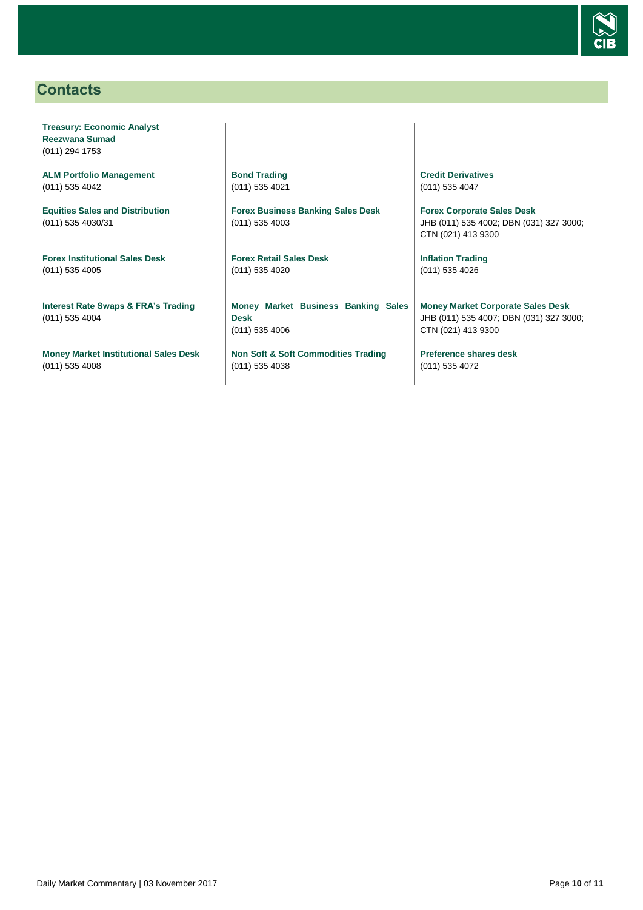## Contacts

**Treasury: Economic Analyst**
**Reezwana Sumad**
(011) 294 1753

**ALM Portfolio Management**
(011) 535 4042

**Equities Sales and Distribution**
(011) 535 4030/31

**Forex Institutional Sales Desk**
(011) 535 4005

**Interest Rate Swaps & FRA's Trading**
(011) 535 4004

**Money Market Institutional Sales Desk**
(011) 535 4008

**Bond Trading**
(011) 535 4021

**Forex Business Banking Sales Desk**
(011) 535 4003

**Forex Retail Sales Desk**
(011) 535 4020

**Money Market Business Banking Sales Desk**
(011) 535 4006

**Non Soft & Soft Commodities Trading**
(011) 535 4038

**Credit Derivatives**
(011) 535 4047

**Forex Corporate Sales Desk**
JHB (011) 535 4002; DBN (031) 327 3000; CTN (021) 413 9300

**Inflation Trading**
(011) 535 4026

**Money Market Corporate Sales Desk**
JHB (011) 535 4007; DBN (031) 327 3000; CTN (021) 413 9300

**Preference shares desk**
(011) 535 4072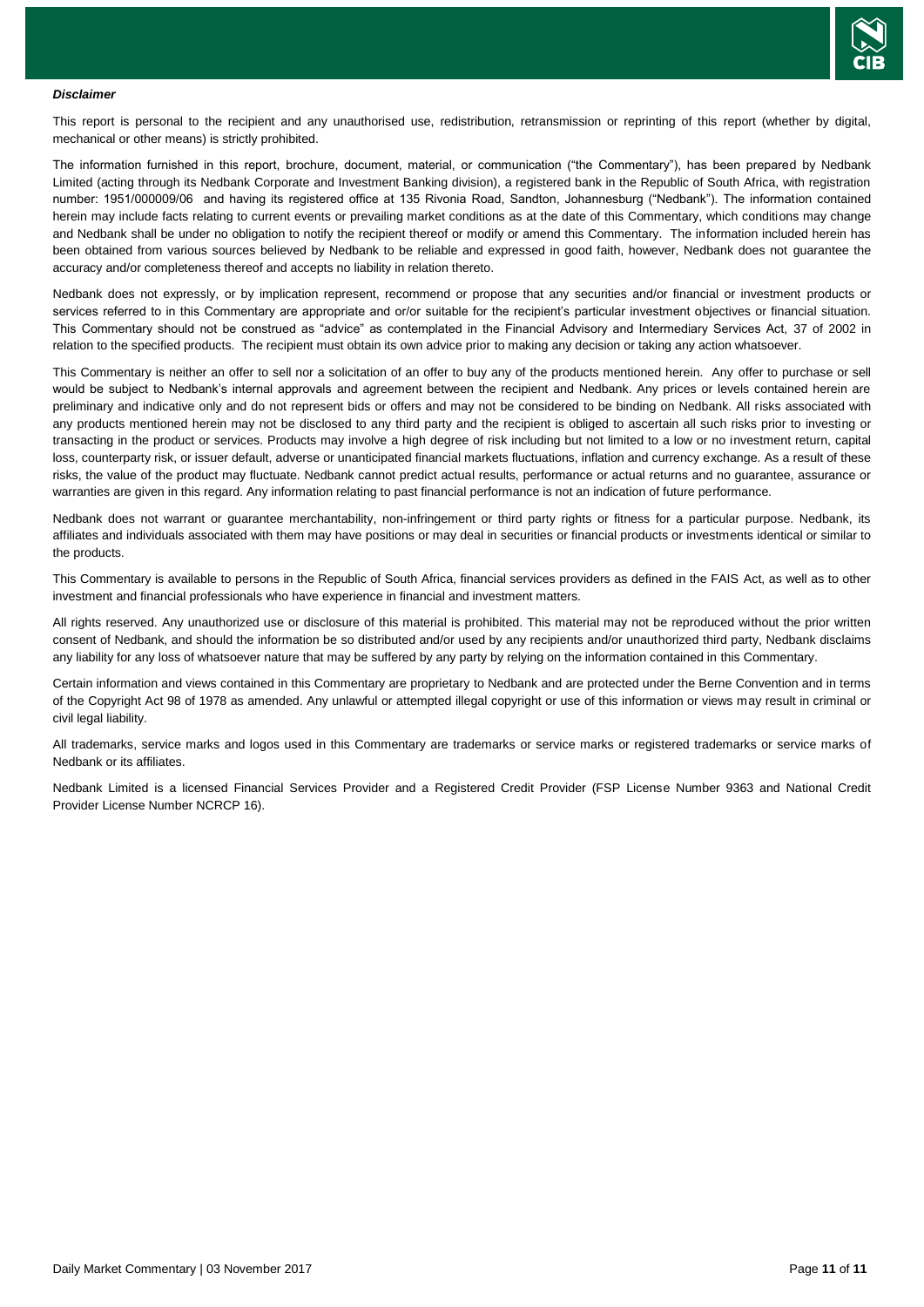***Disclaimer***

This report is personal to the recipient and any unauthorised use, redistribution, retransmission or reprinting of this report (whether by digital, mechanical or other means) is strictly prohibited.

The information furnished in this report, brochure, document, material, or communication ("the Commentary"), has been prepared by Nedbank Limited (acting through its Nedbank Corporate and Investment Banking division), a registered bank in the Republic of South Africa, with registration number: 1951/000009/06 and having its registered office at 135 Rivonia Road, Sandton, Johannesburg ("Nedbank"). The information contained herein may include facts relating to current events or prevailing market conditions as at the date of this Commentary, which conditions may change and Nedbank shall be under no obligation to notify the recipient thereof or modify or amend this Commentary. The information included herein has been obtained from various sources believed by Nedbank to be reliable and expressed in good faith, however, Nedbank does not guarantee the accuracy and/or completeness thereof and accepts no liability in relation thereto.

Nedbank does not expressly, or by implication represent, recommend or propose that any securities and/or financial or investment products or services referred to in this Commentary are appropriate and or/or suitable for the recipient's particular investment objectives or financial situation. This Commentary should not be construed as "advice" as contemplated in the Financial Advisory and Intermediary Services Act, 37 of 2002 in relation to the specified products. The recipient must obtain its own advice prior to making any decision or taking any action whatsoever.

This Commentary is neither an offer to sell nor a solicitation of an offer to buy any of the products mentioned herein. Any offer to purchase or sell would be subject to Nedbank's internal approvals and agreement between the recipient and Nedbank. Any prices or levels contained herein are preliminary and indicative only and do not represent bids or offers and may not be considered to be binding on Nedbank. All risks associated with any products mentioned herein may not be disclosed to any third party and the recipient is obliged to ascertain all such risks prior to investing or transacting in the product or services. Products may involve a high degree of risk including but not limited to a low or no investment return, capital loss, counterparty risk, or issuer default, adverse or unanticipated financial markets fluctuations, inflation and currency exchange. As a result of these risks, the value of the product may fluctuate. Nedbank cannot predict actual results, performance or actual returns and no guarantee, assurance or warranties are given in this regard. Any information relating to past financial performance is not an indication of future performance.

Nedbank does not warrant or guarantee merchantability, non-infringement or third party rights or fitness for a particular purpose. Nedbank, its affiliates and individuals associated with them may have positions or may deal in securities or financial products or investments identical or similar to the products.

This Commentary is available to persons in the Republic of South Africa, financial services providers as defined in the FAIS Act, as well as to other investment and financial professionals who have experience in financial and investment matters.

All rights reserved. Any unauthorized use or disclosure of this material is prohibited. This material may not be reproduced without the prior written consent of Nedbank, and should the information be so distributed and/or used by any recipients and/or unauthorized third party, Nedbank disclaims any liability for any loss of whatsoever nature that may be suffered by any party by relying on the information contained in this Commentary.

Certain information and views contained in this Commentary are proprietary to Nedbank and are protected under the Berne Convention and in terms of the Copyright Act 98 of 1978 as amended. Any unlawful or attempted illegal copyright or use of this information or views may result in criminal or civil legal liability.

All trademarks, service marks and logos used in this Commentary are trademarks or service marks or registered trademarks or service marks of Nedbank or its affiliates.

Nedbank Limited is a licensed Financial Services Provider and a Registered Credit Provider (FSP License Number 9363 and National Credit Provider License Number NCRCP 16).